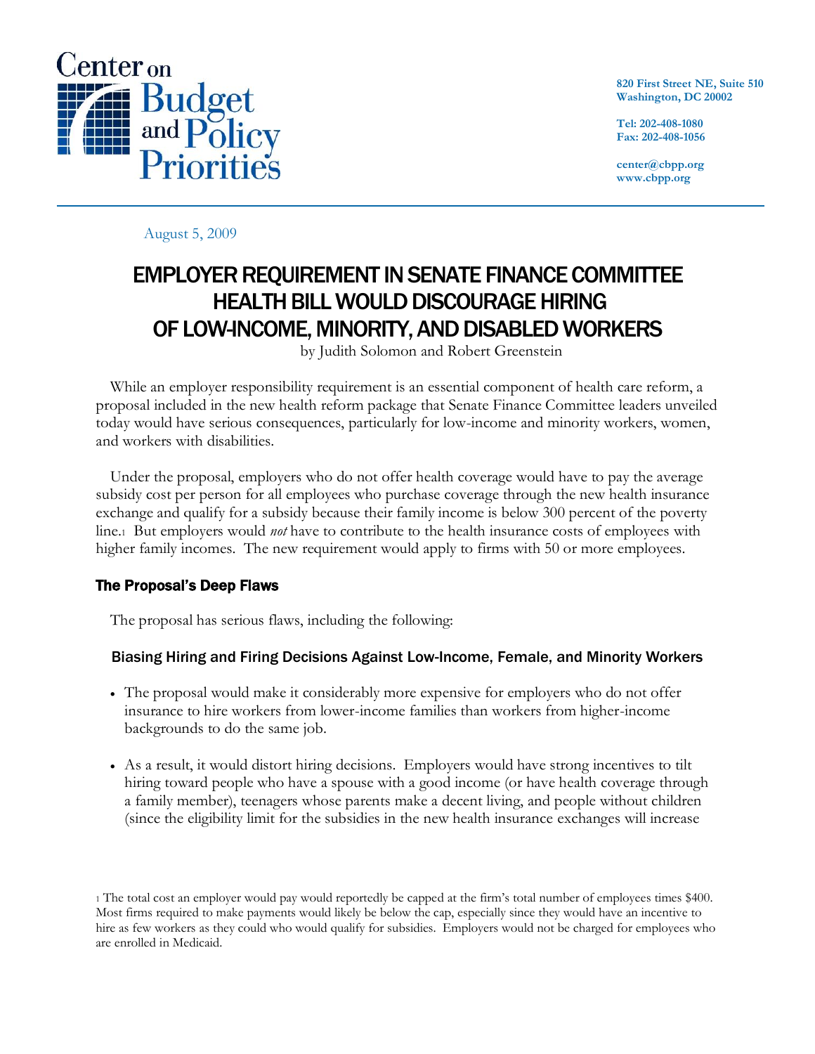Center on Budget and Policy Priorities

820 First Street NE, Suite 510
Washington, DC 20002

Tel: 202-408-1080
Fax: 202-408-1056

center@cbpp.org
www.cbpp.org

August 5, 2009

# EMPLOYER REQUIREMENT IN SENATE FINANCE COMMITTEE HEALTH BILL WOULD DISCOURAGE HIRING OF LOW-INCOME, MINORITY, AND DISABLED WORKERS

by Judith Solomon and Robert Greenstein

While an employer responsibility requirement is an essential component of health care reform, a proposal included in the new health reform package that Senate Finance Committee leaders unveiled today would have serious consequences, particularly for low-income and minority workers, women, and workers with disabilities.

Under the proposal, employers who do not offer health coverage would have to pay the average subsidy cost per person for all employees who purchase coverage through the new health insurance exchange and qualify for a subsidy because their family income is below 300 percent of the poverty line.[1] But employers would *not* have to contribute to the health insurance costs of employees with higher family incomes. The new requirement would apply to firms with 50 or more employees.

## The Proposal's Deep Flaws

The proposal has serious flaws, including the following:

### Biasing Hiring and Firing Decisions Against Low-Income, Female, and Minority Workers

- The proposal would make it considerably more expensive for employers who do not offer insurance to hire workers from lower-income families than workers from higher-income backgrounds to do the same job.
- As a result, it would distort hiring decisions. Employers would have strong incentives to tilt hiring toward people who have a spouse with a good income (or have health coverage through a family member), teenagers whose parents make a decent living, and people without children (since the eligibility limit for the subsidies in the new health insurance exchanges will increase

[1] The total cost an employer would pay would reportedly be capped at the firm's total number of employees times $400. Most firms required to make payments would likely be below the cap, especially since they would have an incentive to hire as few workers as they could who would qualify for subsidies. Employers would not be charged for employees who are enrolled in Medicaid.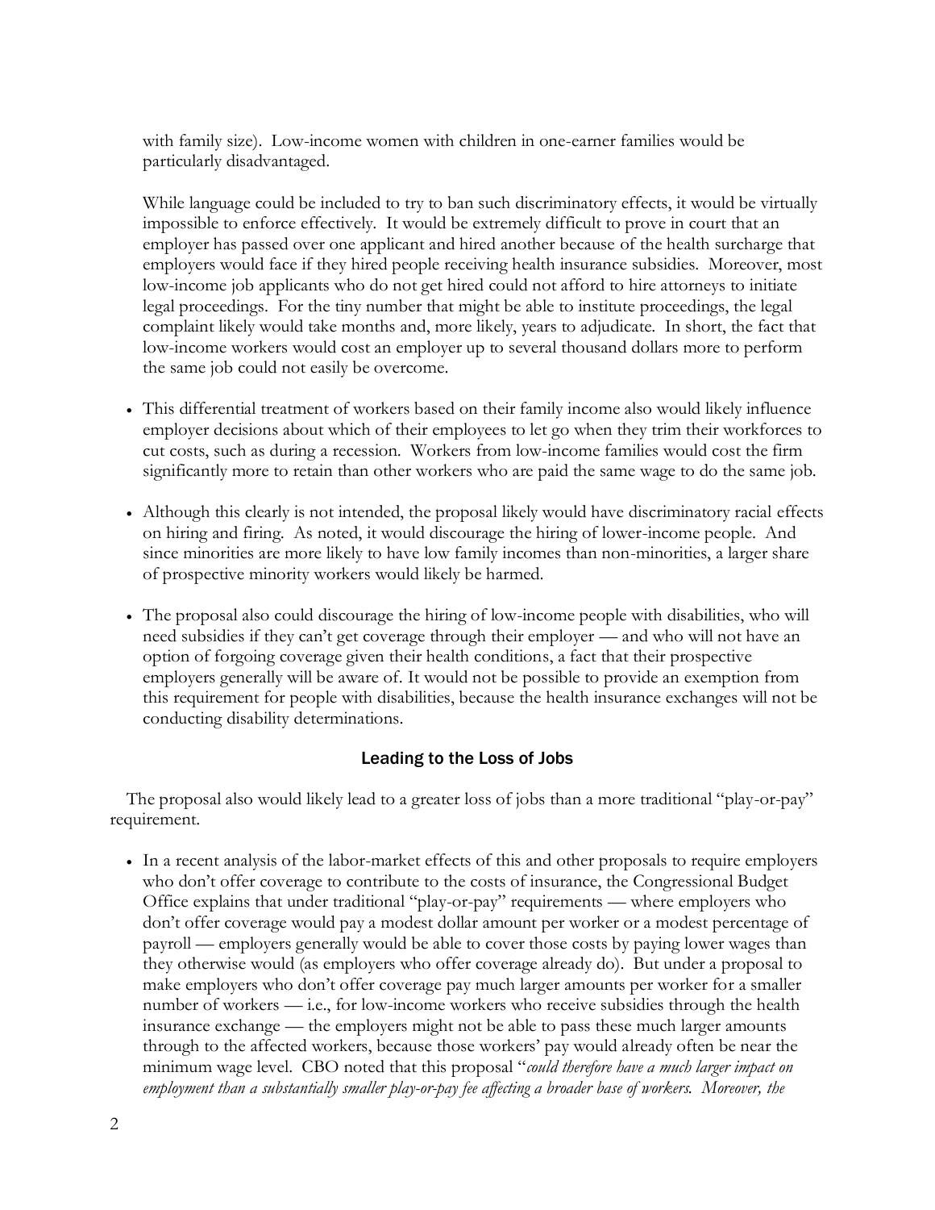with family size). Low-income women with children in one-earner families would be particularly disadvantaged.

While language could be included to try to ban such discriminatory effects, it would be virtually impossible to enforce effectively. It would be extremely difficult to prove in court that an employer has passed over one applicant and hired another because of the health surcharge that employers would face if they hired people receiving health insurance subsidies. Moreover, most low-income job applicants who do not get hired could not afford to hire attorneys to initiate legal proceedings. For the tiny number that might be able to institute proceedings, the legal complaint likely would take months and, more likely, years to adjudicate. In short, the fact that low-income workers would cost an employer up to several thousand dollars more to perform the same job could not easily be overcome.

- This differential treatment of workers based on their family income also would likely influence employer decisions about which of their employees to let go when they trim their workforces to cut costs, such as during a recession. Workers from low-income families would cost the firm significantly more to retain than other workers who are paid the same wage to do the same job.

- Although this clearly is not intended, the proposal likely would have discriminatory racial effects on hiring and firing. As noted, it would discourage the hiring of lower-income people. And since minorities are more likely to have low family incomes than non-minorities, a larger share of prospective minority workers would likely be harmed.

- The proposal also could discourage the hiring of low-income people with disabilities, who will need subsidies if they can't get coverage through their employer — and who will not have an option of forgoing coverage given their health conditions, a fact that their prospective employers generally will be aware of. It would not be possible to provide an exemption from this requirement for people with disabilities, because the health insurance exchanges will not be conducting disability determinations.

### Leading to the Loss of Jobs

The proposal also would likely lead to a greater loss of jobs than a more traditional "play-or-pay" requirement.

- In a recent analysis of the labor-market effects of this and other proposals to require employers who don't offer coverage to contribute to the costs of insurance, the Congressional Budget Office explains that under traditional "play-or-pay" requirements — where employers who don't offer coverage would pay a modest dollar amount per worker or a modest percentage of payroll — employers generally would be able to cover those costs by paying lower wages than they otherwise would (as employers who offer coverage already do). But under a proposal to make employers who don't offer coverage pay much larger amounts per worker for a smaller number of workers — i.e., for low-income workers who receive subsidies through the health insurance exchange — the employers might not be able to pass these much larger amounts through to the affected workers, because those workers' pay would already often be near the minimum wage level. CBO noted that this proposal "*could therefore have a much larger impact on employment than a substantially smaller play-or-pay fee affecting a broader base of workers. Moreover, the*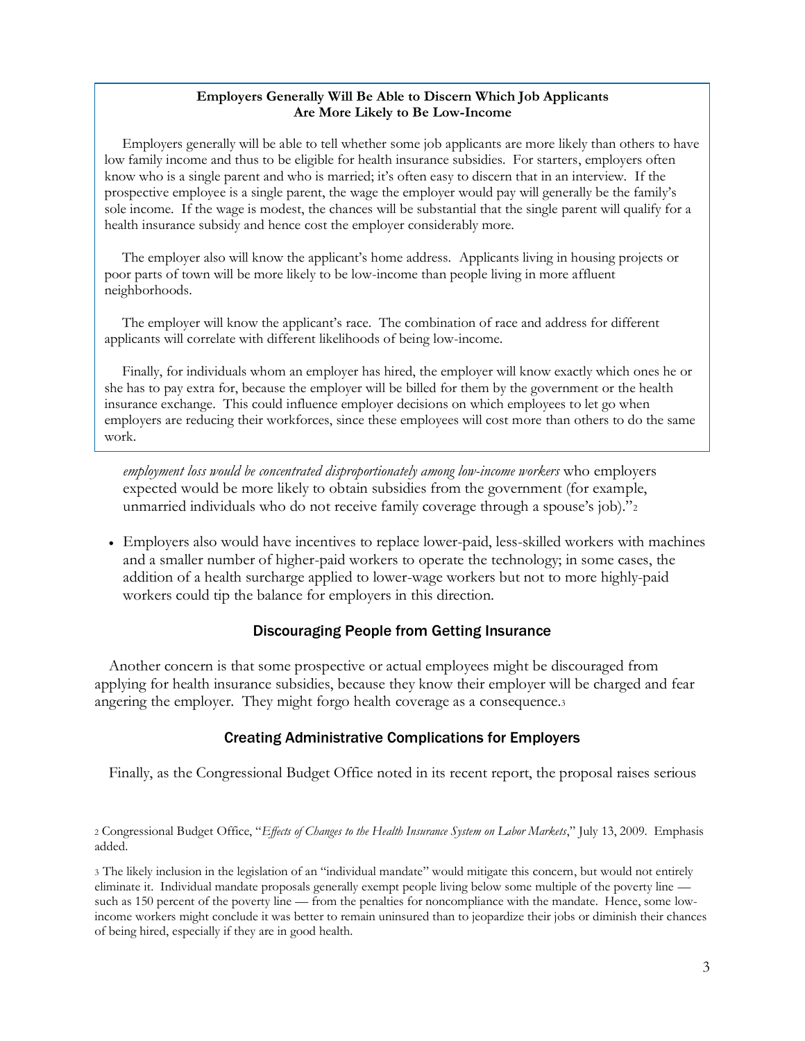**Employers Generally Will Be Able to Discern Which Job Applicants Are More Likely to Be Low-Income**

Employers generally will be able to tell whether some job applicants are more likely than others to have low family income and thus to be eligible for health insurance subsidies. For starters, employers often know who is a single parent and who is married; it's often easy to discern that in an interview. If the prospective employee is a single parent, the wage the employer would pay will generally be the family's sole income. If the wage is modest, the chances will be substantial that the single parent will qualify for a health insurance subsidy and hence cost the employer considerably more.

The employer also will know the applicant's home address. Applicants living in housing projects or poor parts of town will be more likely to be low-income than people living in more affluent neighborhoods.

The employer will know the applicant's race. The combination of race and address for different applicants will correlate with different likelihoods of being low-income.

Finally, for individuals whom an employer has hired, the employer will know exactly which ones he or she has to pay extra for, because the employer will be billed for them by the government or the health insurance exchange. This could influence employer decisions on which employees to let go when employers are reducing their workforces, since these employees will cost more than others to do the same work.

*employment loss would be concentrated disproportionately among low-income workers* who employers expected would be more likely to obtain subsidies from the government (for example, unmarried individuals who do not receive family coverage through a spouse's job)."[2]

- Employers also would have incentives to replace lower-paid, less-skilled workers with machines and a smaller number of higher-paid workers to operate the technology; in some cases, the addition of a health surcharge applied to lower-wage workers but not to more highly-paid workers could tip the balance for employers in this direction.

### Discouraging People from Getting Insurance

Another concern is that some prospective or actual employees might be discouraged from applying for health insurance subsidies, because they know their employer will be charged and fear angering the employer. They might forgo health coverage as a consequence.[3]

### Creating Administrative Complications for Employers

Finally, as the Congressional Budget Office noted in its recent report, the proposal raises serious

[2] Congressional Budget Office, "*Effects of Changes to the Health Insurance System on Labor Markets*," July 13, 2009. Emphasis added.

[3] The likely inclusion in the legislation of an "individual mandate" would mitigate this concern, but would not entirely eliminate it. Individual mandate proposals generally exempt people living below some multiple of the poverty line — such as 150 percent of the poverty line — from the penalties for noncompliance with the mandate. Hence, some low-income workers might conclude it was better to remain uninsured than to jeopardize their jobs or diminish their chances of being hired, especially if they are in good health.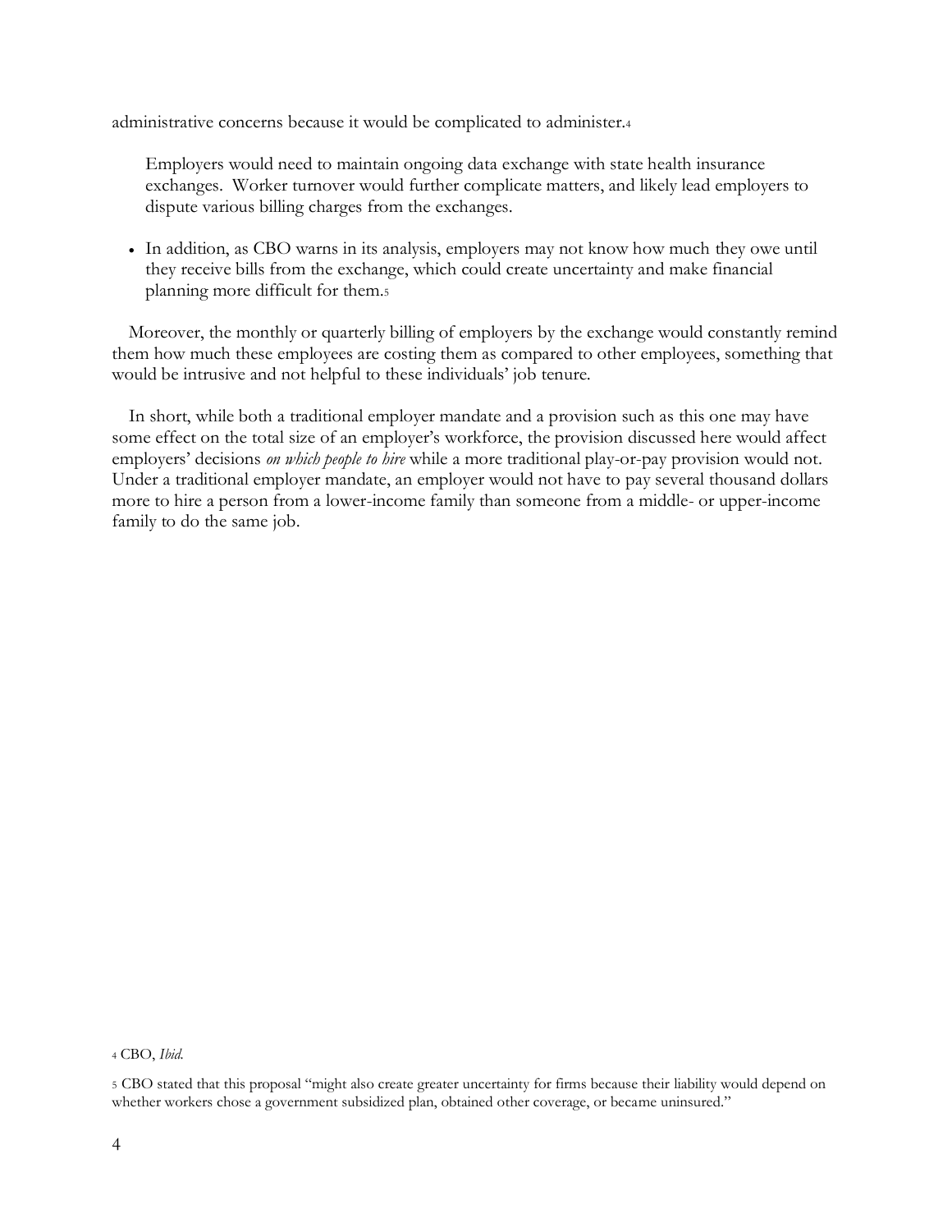administrative concerns because it would be complicated to administer.[4]

Employers would need to maintain ongoing data exchange with state health insurance exchanges. Worker turnover would further complicate matters, and likely lead employers to dispute various billing charges from the exchanges.

- In addition, as CBO warns in its analysis, employers may not know how much they owe until they receive bills from the exchange, which could create uncertainty and make financial planning more difficult for them.[5]

Moreover, the monthly or quarterly billing of employers by the exchange would constantly remind them how much these employees are costing them as compared to other employees, something that would be intrusive and not helpful to these individuals' job tenure.

In short, while both a traditional employer mandate and a provision such as this one may have some effect on the total size of an employer's workforce, the provision discussed here would affect employers' decisions *on which people to hire* while a more traditional play-or-pay provision would not. Under a traditional employer mandate, an employer would not have to pay several thousand dollars more to hire a person from a lower-income family than someone from a middle- or upper-income family to do the same job.

[4] CBO, *Ibid.*

[5] CBO stated that this proposal "might also create greater uncertainty for firms because their liability would depend on whether workers chose a government subsidized plan, obtained other coverage, or became uninsured."